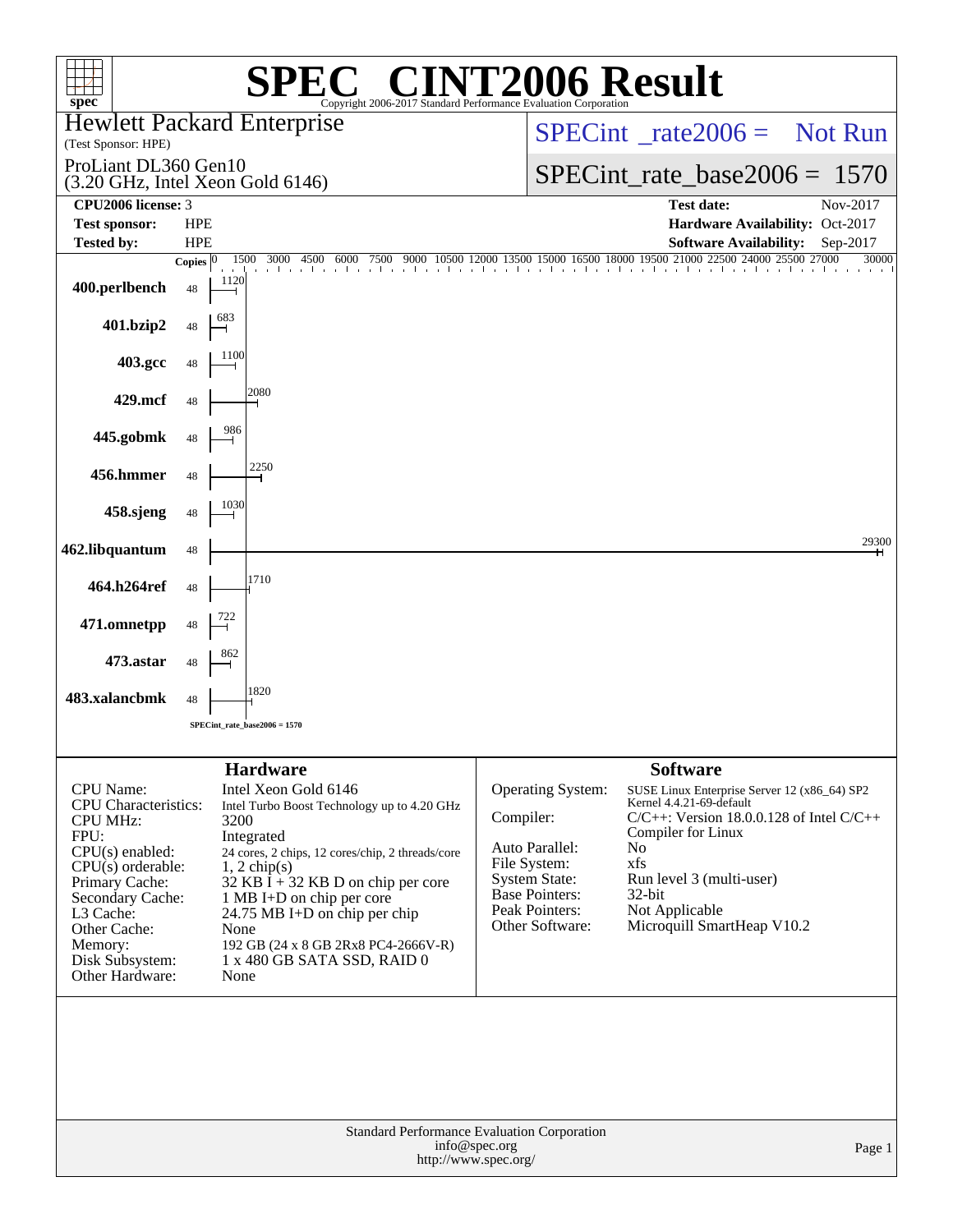# SPEC® CINT2006 Result

Copyright 2006-2017 Standard Performance Evaluation Corporation

**Hewlett Packard Enterprise**
(Test Sponsor: HPE)

ProLiant DL360 Gen10
(3.20 GHz, Intel Xeon Gold 6146)

SPECint_rate2006 = Not Run

SPECint_rate_base2006 = 1570

| | | | |
|---|---|---|---|
| **CPU2006 license:** | 3 | **Test date:** | Nov-2017 |
| **Test sponsor:** | HPE | **Hardware Availability:** | Oct-2017 |
| **Tested by:** | HPE | **Software Availability:** | Sep-2017 |

| Benchmark | Copies | Base Ratio |
|---|---|---|
| 400.perlbench | 48 | 1120 |
| 401.bzip2 | 48 | 683 |
| 403.gcc | 48 | 1100 |
| 429.mcf | 48 | 2080 |
| 445.gobmk | 48 | 986 |
| 456.hmmer | 48 | 2250 |
| 458.sjeng | 48 | 1030 |
| 462.libquantum | 48 | 29300 |
| 464.h264ref | 48 | 1710 |
| 471.omnetpp | 48 | 722 |
| 473.astar | 48 | 862 |
| 483.xalancbmk | 48 | 1820 |

SPECint_rate_base2006 = 1570

## Hardware

| | |
|---|---|
| CPU Name: | Intel Xeon Gold 6146 |
| CPU Characteristics: | Intel Turbo Boost Technology up to 4.20 GHz |
| CPU MHz: | 3200 |
| FPU: | Integrated |
| CPU(s) enabled: | 24 cores, 2 chips, 12 cores/chip, 2 threads/core |
| CPU(s) orderable: | 1, 2 chip(s) |
| Primary Cache: | 32 KB I + 32 KB D on chip per core |
| Secondary Cache: | 1 MB I+D on chip per core |
| L3 Cache: | 24.75 MB I+D on chip per chip |
| Other Cache: | None |
| Memory: | 192 GB (24 x 8 GB 2Rx8 PC4-2666V-R) |
| Disk Subsystem: | 1 x 480 GB SATA SSD, RAID 0 |
| Other Hardware: | None |

## Software

| | |
|---|---|
| Operating System: | SUSE Linux Enterprise Server 12 (x86_64) SP2 Kernel 4.4.21-69-default |
| Compiler: | C/C++: Version 18.0.0.128 of Intel C/C++ Compiler for Linux |
| Auto Parallel: | No |
| File System: | xfs |
| System State: | Run level 3 (multi-user) |
| Base Pointers: | 32-bit |
| Peak Pointers: | Not Applicable |
| Other Software: | Microquill SmartHeap V10.2 |

Standard Performance Evaluation Corporation
info@spec.org
http://www.spec.org/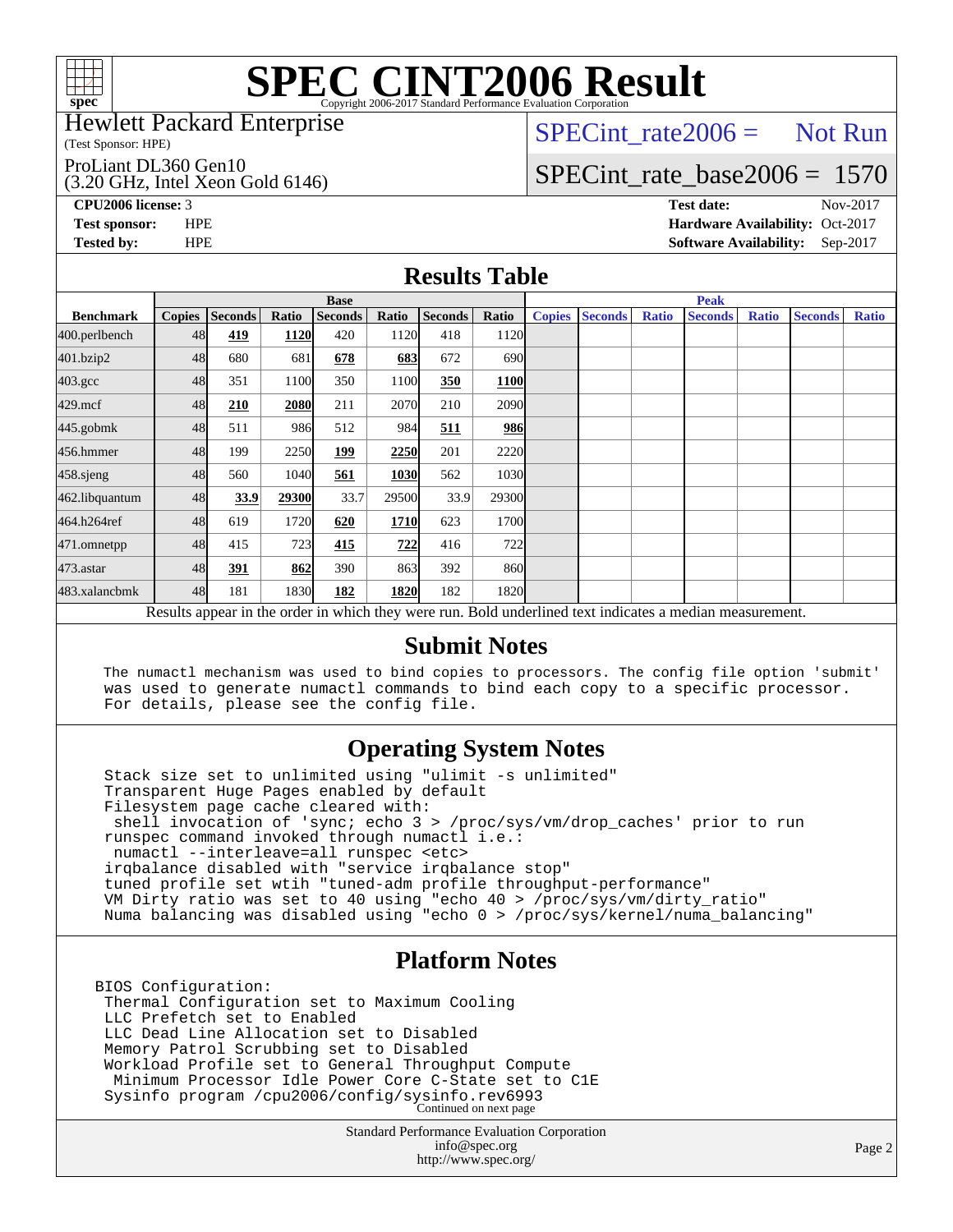# SPEC CINT2006 Result

Copyright 2006-2017 Standard Performance Evaluation Corporation

Hewlett Packard Enterprise
(Test Sponsor: HPE)

ProLiant DL360 Gen10
(3.20 GHz, Intel Xeon Gold 6146)

SPECint_rate2006 = Not Run

SPECint_rate_base2006 = 1570

**CPU2006 license:** 3
**Test sponsor:** HPE
**Tested by:** HPE

**Test date:** Nov-2017
**Hardware Availability:** Oct-2017
**Software Availability:** Sep-2017

## Results Table

| Benchmark | Base | | | | | | | Peak | | | | | | |
|---|---|---|---|---|---|---|---|---|---|---|---|---|---|---|
| | Copies | Seconds | Ratio | Seconds | Ratio | Seconds | Ratio | Copies | Seconds | Ratio | Seconds | Ratio | Seconds | Ratio |
| 400.perlbench | 48 | **419** | **1120** | 420 | 1120 | 418 | 1120 | | | | | | | |
| 401.bzip2 | 48 | 680 | 681 | **678** | **683** | 672 | 690 | | | | | | | |
| 403.gcc | 48 | 351 | 1100 | 350 | 1100 | **350** | **1100** | | | | | | | |
| 429.mcf | 48 | **210** | **2080** | 211 | 2070 | 210 | 2090 | | | | | | | |
| 445.gobmk | 48 | 511 | 986 | 512 | 984 | **511** | **986** | | | | | | | |
| 456.hmmer | 48 | 199 | 2250 | **199** | **2250** | 201 | 2220 | | | | | | | |
| 458.sjeng | 48 | 560 | 1040 | **561** | **1030** | 562 | 1030 | | | | | | | |
| 462.libquantum | 48 | **33.9** | **29300** | 33.7 | 29500 | 33.9 | 29300 | | | | | | | |
| 464.h264ref | 48 | 619 | 1720 | **620** | **1710** | 623 | 1700 | | | | | | | |
| 471.omnetpp | 48 | 415 | 723 | **415** | **722** | 416 | 722 | | | | | | | |
| 473.astar | 48 | **391** | **862** | 390 | 863 | 392 | 860 | | | | | | | |
| 483.xalancbmk | 48 | 181 | 1830 | **182** | **1820** | 182 | 1820 | | | | | | | |

Results appear in the order in which they were run. Bold underlined text indicates a median measurement.

## Submit Notes

```
The numactl mechanism was used to bind copies to processors. The config file option 'submit'
was used to generate numactl commands to bind each copy to a specific processor.
For details, please see the config file.
```

## Operating System Notes

```
Stack size set to unlimited using "ulimit -s unlimited"
Transparent Huge Pages enabled by default
Filesystem page cache cleared with:
 shell invocation of 'sync; echo 3 > /proc/sys/vm/drop_caches' prior to run
runspec command invoked through numactl i.e.:
 numactl --interleave=all runspec <etc>
irqbalance disabled with "service irqbalance stop"
tuned profile set wtih "tuned-adm profile throughput-performance"
VM Dirty ratio was set to 40 using "echo 40 > /proc/sys/vm/dirty_ratio"
Numa balancing was disabled using "echo 0 > /proc/sys/kernel/numa_balancing"
```

## Platform Notes

```
BIOS Configuration:
 Thermal Configuration set to Maximum Cooling
 LLC Prefetch set to Enabled
 LLC Dead Line Allocation set to Disabled
 Memory Patrol Scrubbing set to Disabled
 Workload Profile set to General Throughput Compute
  Minimum Processor Idle Power Core C-State set to C1E
 Sysinfo program /cpu2006/config/sysinfo.rev6993
```

Continued on next page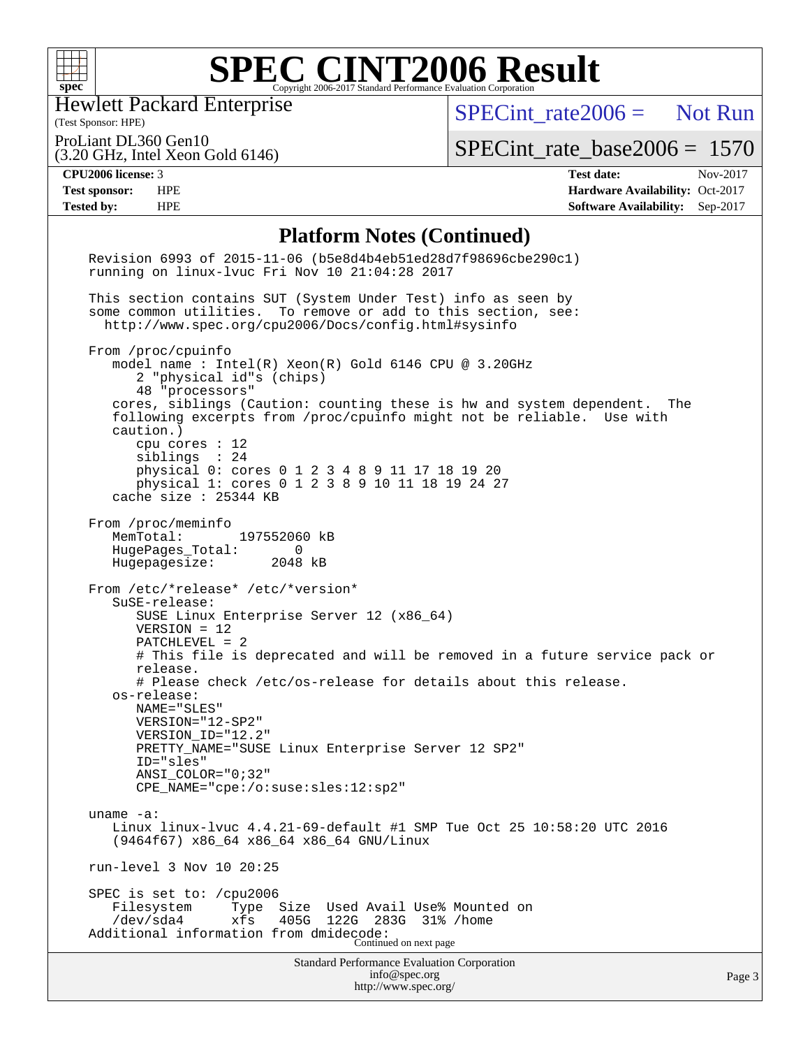# SPEC CINT2006 Result

Copyright 2006-2017 Standard Performance Evaluation Corporation

**Hewlett Packard Enterprise**
(Test Sponsor: HPE)

ProLiant DL360 Gen10
(3.20 GHz, Intel Xeon Gold 6146)

SPECint_rate2006 = Not Run

SPECint_rate_base2006 = 1570

| | | | |
|---|---|---|---|
| **CPU2006 license:** 3 | | **Test date:** | Nov-2017 |
| **Test sponsor:** | HPE | **Hardware Availability:** | Oct-2017 |
| **Tested by:** | HPE | **Software Availability:** | Sep-2017 |

## Platform Notes (Continued)

```
Revision 6993 of 2015-11-06 (b5e8d4b4eb51ed28d7f98696cbe290c1)
running on linux-lvuc Fri Nov 10 21:04:28 2017

This section contains SUT (System Under Test) info as seen by
some common utilities.  To remove or add to this section, see:
  http://www.spec.org/cpu2006/Docs/config.html#sysinfo

From /proc/cpuinfo
   model name : Intel(R) Xeon(R) Gold 6146 CPU @ 3.20GHz
      2 "physical id"s (chips)
      48 "processors"
   cores, siblings (Caution: counting these is hw and system dependent.  The
   following excerpts from /proc/cpuinfo might not be reliable.  Use with
   caution.)
      cpu cores : 12
      siblings  : 24
      physical 0: cores 0 1 2 3 4 8 9 11 17 18 19 20
      physical 1: cores 0 1 2 3 8 9 10 11 18 19 24 27
   cache size : 25344 KB

From /proc/meminfo
   MemTotal:       197552060 kB
   HugePages_Total:       0
   Hugepagesize:       2048 kB

From /etc/*release* /etc/*version*
   SuSE-release:
      SUSE Linux Enterprise Server 12 (x86_64)
      VERSION = 12
      PATCHLEVEL = 2
      # This file is deprecated and will be removed in a future service pack or
      release.
      # Please check /etc/os-release for details about this release.
   os-release:
      NAME="SLES"
      VERSION="12-SP2"
      VERSION_ID="12.2"
      PRETTY_NAME="SUSE Linux Enterprise Server 12 SP2"
      ID="sles"
      ANSI_COLOR="0;32"
      CPE_NAME="cpe:/o:suse:sles:12:sp2"

uname -a:
   Linux linux-lvuc 4.4.21-69-default #1 SMP Tue Oct 25 10:58:20 UTC 2016
   (9464f67) x86_64 x86_64 x86_64 GNU/Linux

run-level 3 Nov 10 20:25

SPEC is set to: /cpu2006
   Filesystem     Type  Size  Used Avail Use% Mounted on
   /dev/sda4      xfs   405G  122G  283G  31% /home
Additional information from dmidecode:
```

Continued on next page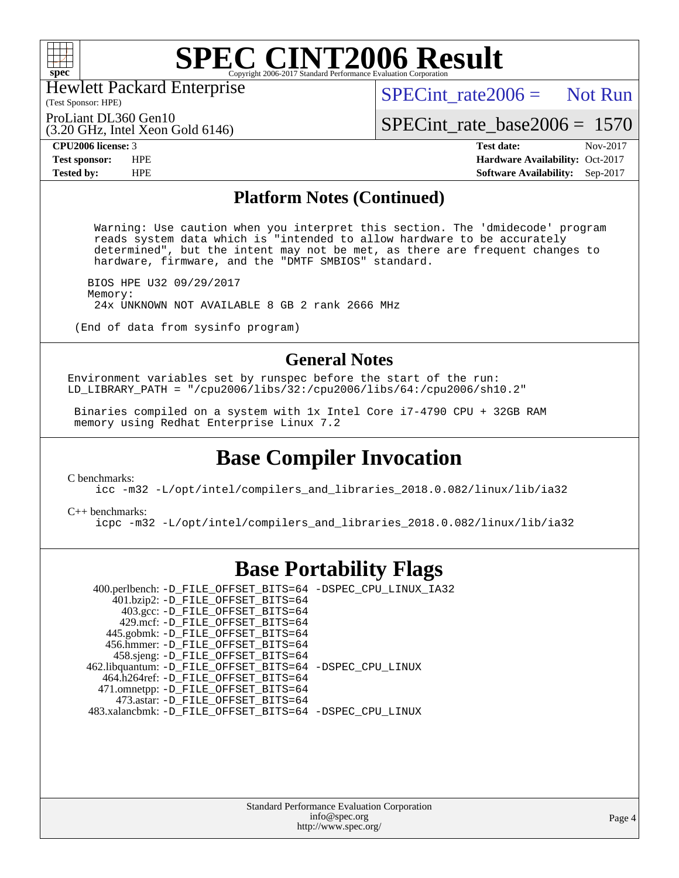# SPEC CINT2006 Result

Hewlett Packard Enterprise
(Test Sponsor: HPE)

ProLiant DL360 Gen10
(3.20 GHz, Intel Xeon Gold 6146)

SPECint_rate2006 = Not Run

SPECint_rate_base2006 = 1570

| | | | |
|---|---|---|---|
| **CPU2006 license:** 3 | | **Test date:** | Nov-2017 |
| **Test sponsor:** | HPE | **Hardware Availability:** | Oct-2017 |
| **Tested by:** | HPE | **Software Availability:** | Sep-2017 |

## Platform Notes (Continued)

```
 Warning: Use caution when you interpret this section. The 'dmidecode' program
 reads system data which is "intended to allow hardware to be accurately
 determined", but the intent may not be met, as there are frequent changes to
 hardware, firmware, and the "DMTF SMBIOS" standard.

BIOS HPE U32 09/29/2017
Memory:
 24x UNKNOWN NOT AVAILABLE 8 GB 2 rank 2666 MHz

(End of data from sysinfo program)
```

## General Notes

```
Environment variables set by runspec before the start of the run:
LD_LIBRARY_PATH = "/cpu2006/libs/32:/cpu2006/libs/64:/cpu2006/sh10.2"

 Binaries compiled on a system with 1x Intel Core i7-4790 CPU + 32GB RAM
 memory using Redhat Enterprise Linux 7.2
```

## Base Compiler Invocation

C benchmarks:

```
icc -m32 -L/opt/intel/compilers_and_libraries_2018.0.082/linux/lib/ia32
```

C++ benchmarks:

```
icpc -m32 -L/opt/intel/compilers_and_libraries_2018.0.082/linux/lib/ia32
```

## Base Portability Flags

| Benchmark | Flags |
|---|---|
| 400.perlbench: | -D_FILE_OFFSET_BITS=64 -DSPEC_CPU_LINUX_IA32 |
| 401.bzip2: | -D_FILE_OFFSET_BITS=64 |
| 403.gcc: | -D_FILE_OFFSET_BITS=64 |
| 429.mcf: | -D_FILE_OFFSET_BITS=64 |
| 445.gobmk: | -D_FILE_OFFSET_BITS=64 |
| 456.hmmer: | -D_FILE_OFFSET_BITS=64 |
| 458.sjeng: | -D_FILE_OFFSET_BITS=64 |
| 462.libquantum: | -D_FILE_OFFSET_BITS=64 -DSPEC_CPU_LINUX |
| 464.h264ref: | -D_FILE_OFFSET_BITS=64 |
| 471.omnetpp: | -D_FILE_OFFSET_BITS=64 |
| 473.astar: | -D_FILE_OFFSET_BITS=64 |
| 483.xalancbmk: | -D_FILE_OFFSET_BITS=64 -DSPEC_CPU_LINUX |

Standard Performance Evaluation Corporation
info@spec.org
http://www.spec.org/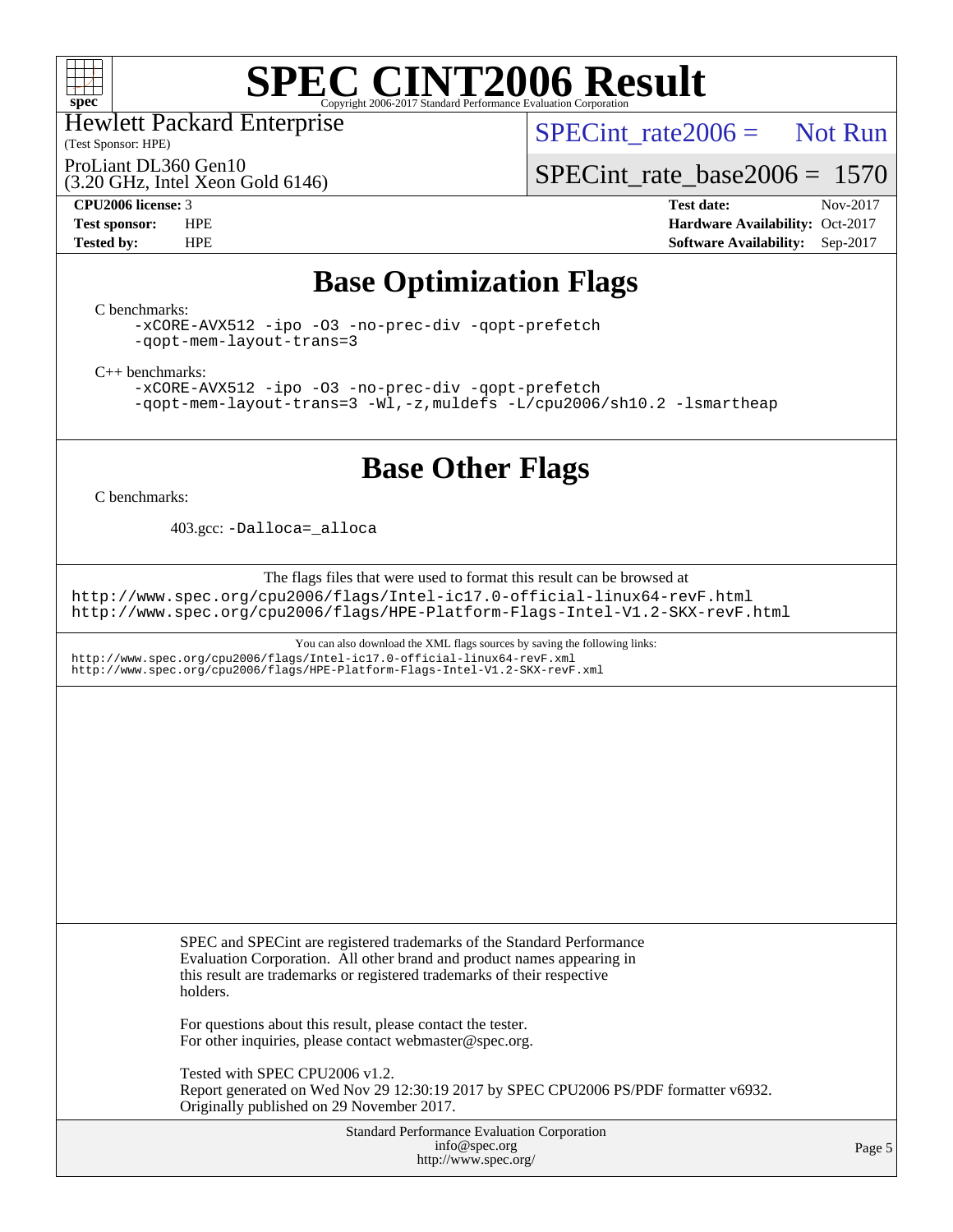## Base Optimization Flags

C benchmarks:

```
-xCORE-AVX512 -ipo -O3 -no-prec-div -qopt-prefetch
-qopt-mem-layout-trans=3
```

C++ benchmarks:

```
-xCORE-AVX512 -ipo -O3 -no-prec-div -qopt-prefetch
-qopt-mem-layout-trans=3 -Wl,-z,muldefs -L/cpu2006/sh10.2 -lsmartheap
```

## Base Other Flags

C benchmarks:

403.gcc: `-Dalloca=_alloca`

The flags files that were used to format this result can be browsed at
http://www.spec.org/cpu2006/flags/Intel-ic17.0-official-linux64-revF.html
http://www.spec.org/cpu2006/flags/HPE-Platform-Flags-Intel-V1.2-SKX-revF.html

You can also download the XML flags sources by saving the following links:
http://www.spec.org/cpu2006/flags/Intel-ic17.0-official-linux64-revF.xml
http://www.spec.org/cpu2006/flags/HPE-Platform-Flags-Intel-V1.2-SKX-revF.xml

SPEC and SPECint are registered trademarks of the Standard Performance Evaluation Corporation. All other brand and product names appearing in this result are trademarks or registered trademarks of their respective holders.

For questions about this result, please contact the tester.
For other inquiries, please contact webmaster@spec.org.

Tested with SPEC CPU2006 v1.2.
Report generated on Wed Nov 29 12:30:19 2017 by SPEC CPU2006 PS/PDF formatter v6932.
Originally published on 29 November 2017.